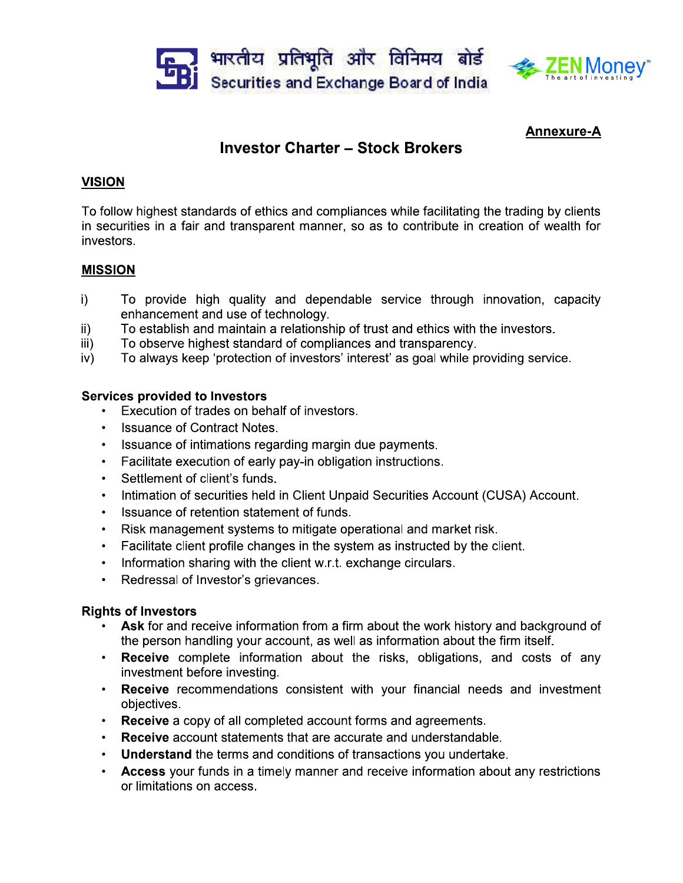भारतीय प्रतिभूति और विनिमय बोर्ड
Securities and Exchange Board of India

ZEN Money™ The art of investing

**Annexure-A**

# Investor Charter – Stock Brokers

## VISION

To follow highest standards of ethics and compliances while facilitating the trading by clients in securities in a fair and transparent manner, so as to contribute in creation of wealth for investors.

## MISSION

i) To provide high quality and dependable service through innovation, capacity enhancement and use of technology.
ii) To establish and maintain a relationship of trust and ethics with the investors.
iii) To observe highest standard of compliances and transparency.
iv) To always keep 'protection of investors' interest' as goal while providing service.

### Services provided to Investors

- Execution of trades on behalf of investors.
- Issuance of Contract Notes.
- Issuance of intimations regarding margin due payments.
- Facilitate execution of early pay-in obligation instructions.
- Settlement of client's funds.
- Intimation of securities held in Client Unpaid Securities Account (CUSA) Account.
- Issuance of retention statement of funds.
- Risk management systems to mitigate operational and market risk.
- Facilitate client profile changes in the system as instructed by the client.
- Information sharing with the client w.r.t. exchange circulars.
- Redressal of Investor's grievances.

### Rights of Investors

- **Ask** for and receive information from a firm about the work history and background of the person handling your account, as well as information about the firm itself.
- **Receive** complete information about the risks, obligations, and costs of any investment before investing.
- **Receive** recommendations consistent with your financial needs and investment objectives.
- **Receive** a copy of all completed account forms and agreements.
- **Receive** account statements that are accurate and understandable.
- **Understand** the terms and conditions of transactions you undertake.
- **Access** your funds in a timely manner and receive information about any restrictions or limitations on access.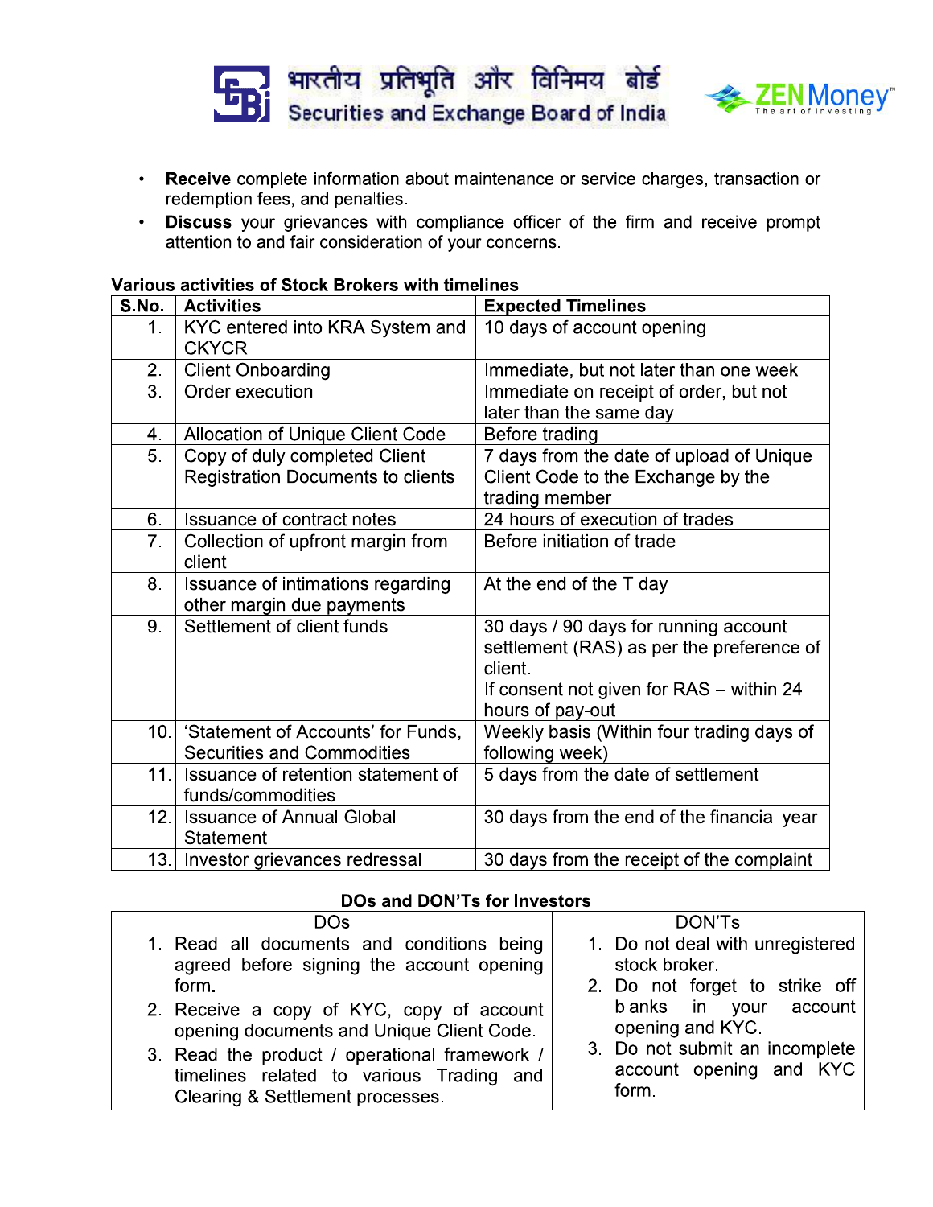- **Receive** complete information about maintenance or service charges, transaction or redemption fees, and penalties.
- **Discuss** your grievances with compliance officer of the firm and receive prompt attention to and fair consideration of your concerns.

**Various activities of Stock Brokers with timelines**

| S.No. | Activities | Expected Timelines |
|---|---|---|
| 1. | KYC entered into KRA System and CKYCR | 10 days of account opening |
| 2. | Client Onboarding | Immediate, but not later than one week |
| 3. | Order execution | Immediate on receipt of order, but not later than the same day |
| 4. | Allocation of Unique Client Code | Before trading |
| 5. | Copy of duly completed Client Registration Documents to clients | 7 days from the date of upload of Unique Client Code to the Exchange by the trading member |
| 6. | Issuance of contract notes | 24 hours of execution of trades |
| 7. | Collection of upfront margin from client | Before initiation of trade |
| 8. | Issuance of intimations regarding other margin due payments | At the end of the T day |
| 9. | Settlement of client funds | 30 days / 90 days for running account settlement (RAS) as per the preference of client.<br>If consent not given for RAS – within 24 hours of pay-out |
| 10. | 'Statement of Accounts' for Funds, Securities and Commodities | Weekly basis (Within four trading days of following week) |
| 11. | Issuance of retention statement of funds/commodities | 5 days from the date of settlement |
| 12. | Issuance of Annual Global Statement | 30 days from the end of the financial year |
| 13. | Investor grievances redressal | 30 days from the receipt of the complaint |

**DOs and DON'Ts for Investors**

| DOs | DON'Ts |
|---|---|
| 1. Read all documents and conditions being agreed before signing the account opening form.<br>2. Receive a copy of KYC, copy of account opening documents and Unique Client Code.<br>3. Read the product / operational framework / timelines related to various Trading and Clearing & Settlement processes. | 1. Do not deal with unregistered stock broker.<br>2. Do not forget to strike off blanks in your account opening and KYC.<br>3. Do not submit an incomplete account opening and KYC form. |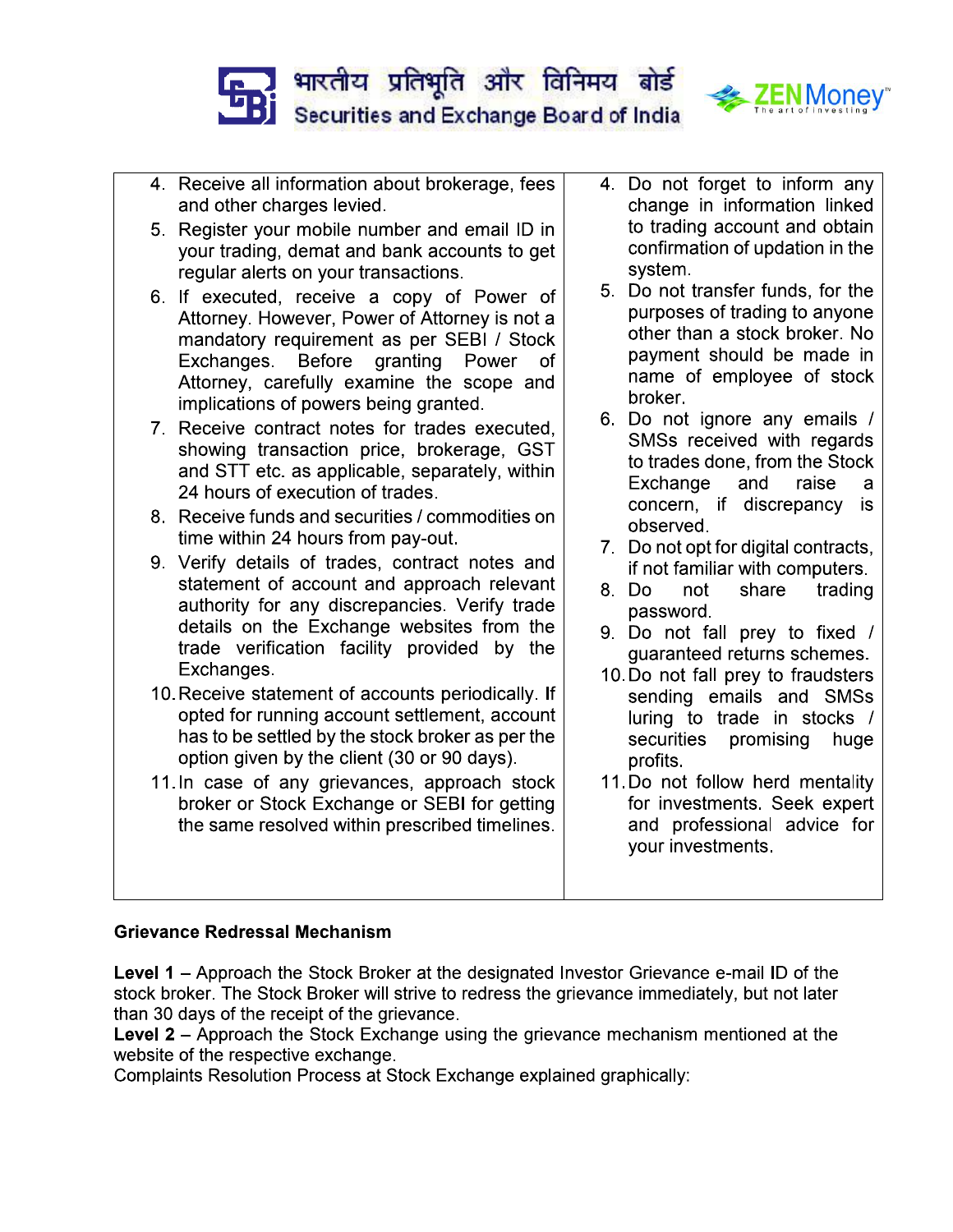| | |
|---|---|
| 4. Receive all information about brokerage, fees and other charges levied.<br>5. Register your mobile number and email ID in your trading, demat and bank accounts to get regular alerts on your transactions.<br>6. If executed, receive a copy of Power of Attorney. However, Power of Attorney is not a mandatory requirement as per SEBI / Stock Exchanges. Before granting Power of Attorney, carefully examine the scope and implications of powers being granted.<br>7. Receive contract notes for trades executed, showing transaction price, brokerage, GST and STT etc. as applicable, separately, within 24 hours of execution of trades.<br>8. Receive funds and securities / commodities on time within 24 hours from pay-out.<br>9. Verify details of trades, contract notes and statement of account and approach relevant authority for any discrepancies. Verify trade details on the Exchange websites from the trade verification facility provided by the Exchanges.<br>10. Receive statement of accounts periodically. If opted for running account settlement, account has to be settled by the stock broker as per the option given by the client (30 or 90 days).<br>11. In case of any grievances, approach stock broker or Stock Exchange or SEBI for getting the same resolved within prescribed timelines. | 4. Do not forget to inform any change in information linked to trading account and obtain confirmation of updation in the system.<br>5. Do not transfer funds, for the purposes of trading to anyone other than a stock broker. No payment should be made in name of employee of stock broker.<br>6. Do not ignore any emails / SMSs received with regards to trades done, from the Stock Exchange and raise a concern, if discrepancy is observed.<br>7. Do not opt for digital contracts, if not familiar with computers.<br>8. Do not share trading password.<br>9. Do not fall prey to fixed / guaranteed returns schemes.<br>10. Do not fall prey to fraudsters sending emails and SMSs luring to trade in stocks / securities promising huge profits.<br>11. Do not follow herd mentality for investments. Seek expert and professional advice for your investments. |

**Grievance Redressal Mechanism**

**Level 1** – Approach the Stock Broker at the designated Investor Grievance e-mail ID of the stock broker. The Stock Broker will strive to redress the grievance immediately, but not later than 30 days of the receipt of the grievance.

**Level 2** – Approach the Stock Exchange using the grievance mechanism mentioned at the website of the respective exchange.

Complaints Resolution Process at Stock Exchange explained graphically: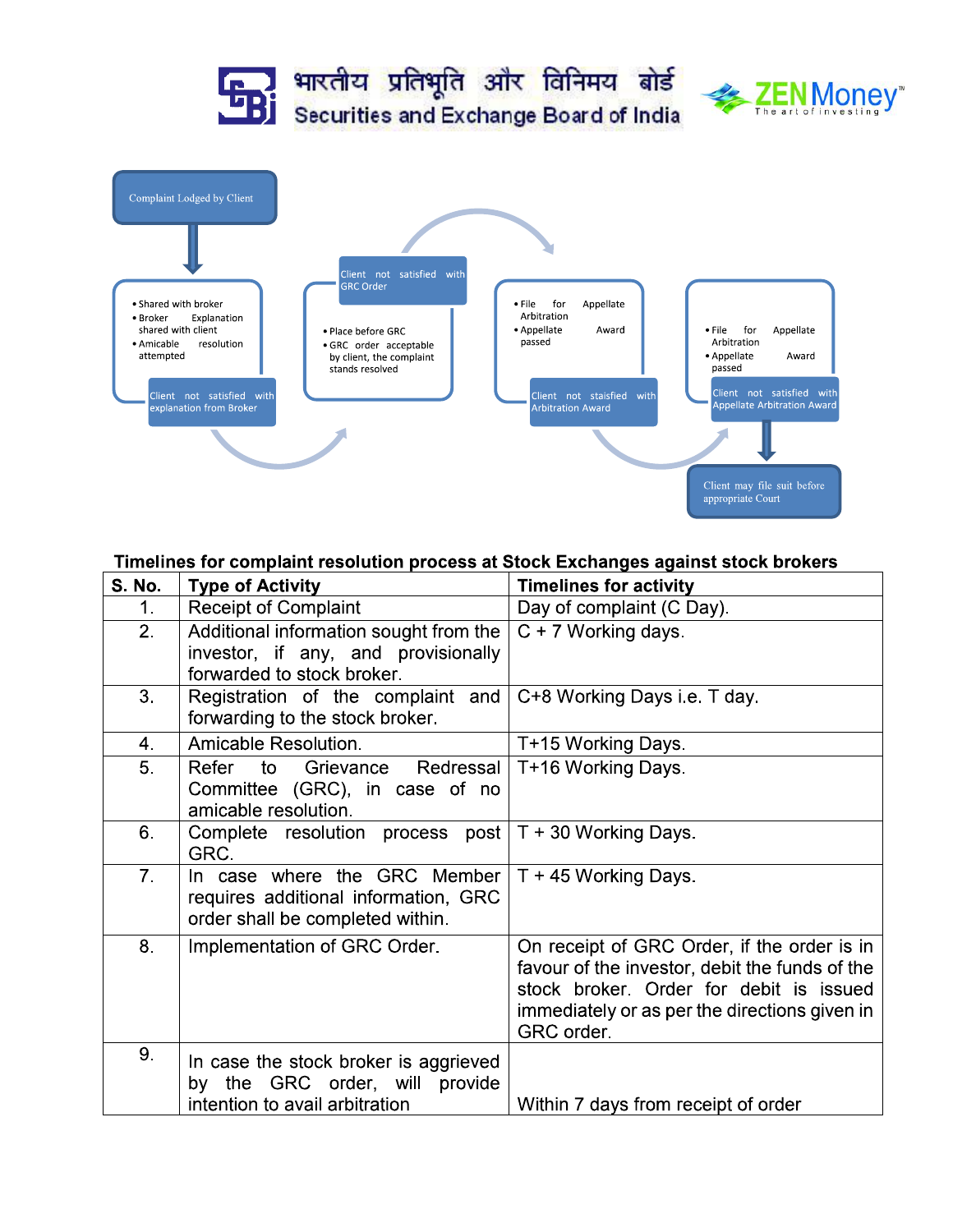Complaint Lodged by Client

- Shared with broker
- Broker Explanation shared with client
- Amicable resolution attempted

Client not satisfied with explanation from Broker

Client not satisfied with GRC Order

- Place before GRC
- GRC order acceptable by client, the complaint stands resolved

- File for Appellate Arbitration
- Appellate Award passed

Client not staisfied with Arbitration Award

- File for Appellate Arbitration
- Appellate Award passed

Client not satisfied with Appellate Arbitration Award

Client may file suit before appropriate Court

**Timelines for complaint resolution process at Stock Exchanges against stock brokers**

| S. No. | Type of Activity | Timelines for activity |
|---|---|---|
| 1. | Receipt of Complaint | Day of complaint (C Day). |
| 2. | Additional information sought from the investor, if any, and provisionally forwarded to stock broker. | C + 7 Working days. |
| 3. | Registration of the complaint and forwarding to the stock broker. | C+8 Working Days i.e. T day. |
| 4. | Amicable Resolution. | T+15 Working Days. |
| 5. | Refer to Grievance Redressal Committee (GRC), in case of no amicable resolution. | T+16 Working Days. |
| 6. | Complete resolution process post GRC. | T + 30 Working Days. |
| 7. | In case where the GRC Member requires additional information, GRC order shall be completed within. | T + 45 Working Days. |
| 8. | Implementation of GRC Order. | On receipt of GRC Order, if the order is in favour of the investor, debit the funds of the stock broker. Order for debit is issued immediately or as per the directions given in GRC order. |
| 9. | In case the stock broker is aggrieved by the GRC order, will provide intention to avail arbitration | Within 7 days from receipt of order |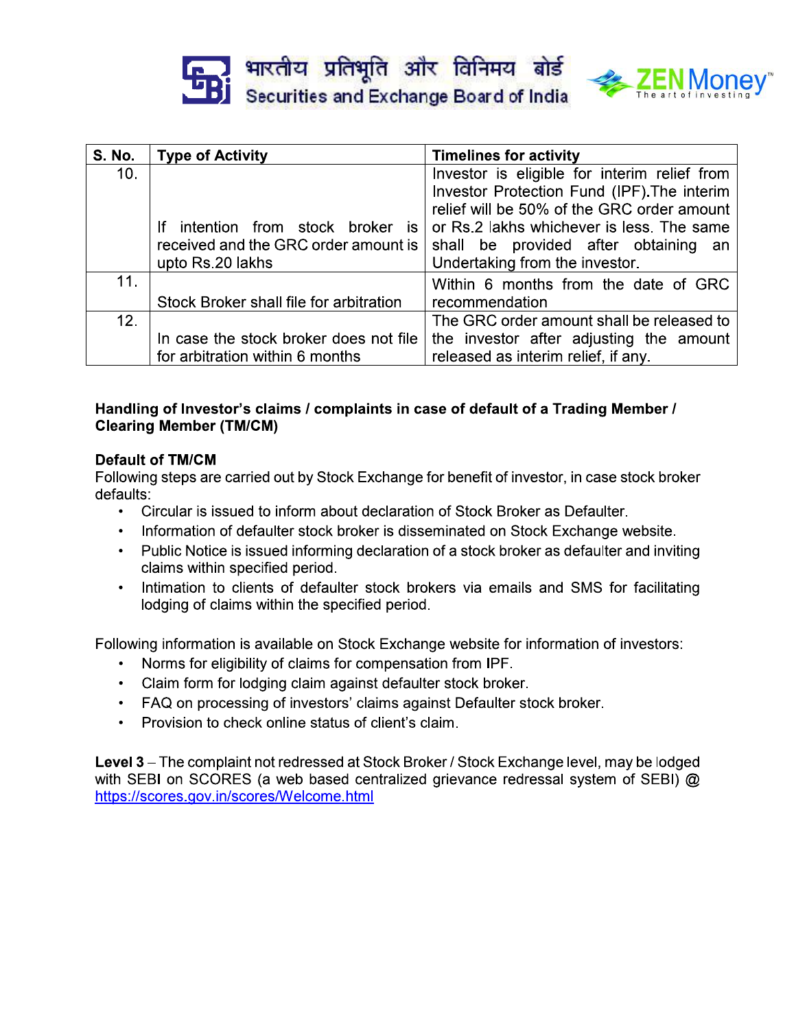| S. No. | Type of Activity | Timelines for activity |
|---|---|---|
| 10. | If intention from stock broker is received and the GRC order amount is upto Rs.20 lakhs | Investor is eligible for interim relief from Investor Protection Fund (IPF).The interim relief will be 50% of the GRC order amount or Rs.2 lakhs whichever is less. The same shall be provided after obtaining an Undertaking from the investor. |
| 11. | Stock Broker shall file for arbitration | Within 6 months from the date of GRC recommendation |
| 12. | In case the stock broker does not file for arbitration within 6 months | The GRC order amount shall be released to the investor after adjusting the amount released as interim relief, if any. |

**Handling of Investor's claims / complaints in case of default of a Trading Member / Clearing Member (TM/CM)**

**Default of TM/CM**

Following steps are carried out by Stock Exchange for benefit of investor, in case stock broker defaults:

- Circular is issued to inform about declaration of Stock Broker as Defaulter.
- Information of defaulter stock broker is disseminated on Stock Exchange website.
- Public Notice is issued informing declaration of a stock broker as defaulter and inviting claims within specified period.
- Intimation to clients of defaulter stock brokers via emails and SMS for facilitating lodging of claims within the specified period.

Following information is available on Stock Exchange website for information of investors:

- Norms for eligibility of claims for compensation from IPF.
- Claim form for lodging claim against defaulter stock broker.
- FAQ on processing of investors' claims against Defaulter stock broker.
- Provision to check online status of client's claim.

**Level 3** – The complaint not redressed at Stock Broker / Stock Exchange level, may be lodged with SEBI on SCORES (a web based centralized grievance redressal system of SEBI) @ https://scores.gov.in/scores/Welcome.html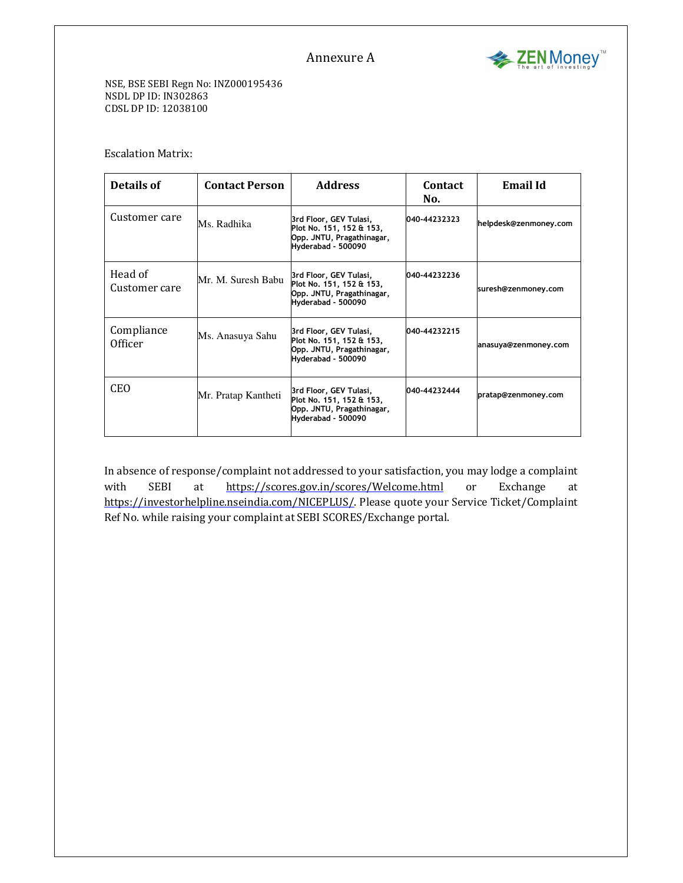# Annexure A

NSE, BSE SEBI Regn No: INZ000195436
NSDL DP ID: IN302863
CDSL DP ID: 12038100

Escalation Matrix:

| Details of | Contact Person | Address | Contact No. | Email Id |
|---|---|---|---|---|
| Customer care | Ms. Radhika | 3rd Floor, GEV Tulasi, Plot No. 151, 152 & 153, Opp. JNTU, Pragathinagar, Hyderabad - 500090 | 040-44232323 | helpdesk@zenmoney.com |
| Head of Customer care | Mr. M. Suresh Babu | 3rd Floor, GEV Tulasi, Plot No. 151, 152 & 153, Opp. JNTU, Pragathinagar, Hyderabad - 500090 | 040-44232236 | suresh@zenmoney.com |
| Compliance Officer | Ms. Anasuya Sahu | 3rd Floor, GEV Tulasi, Plot No. 151, 152 & 153, Opp. JNTU, Pragathinagar, Hyderabad - 500090 | 040-44232215 | anasuya@zenmoney.com |
| CEO | Mr. Pratap Kantheti | 3rd Floor, GEV Tulasi, Plot No. 151, 152 & 153, Opp. JNTU, Pragathinagar, Hyderabad - 500090 | 040-44232444 | pratap@zenmoney.com |

In absence of response/complaint not addressed to your satisfaction, you may lodge a complaint with SEBI at https://scores.gov.in/scores/Welcome.html or Exchange at https://investorhelpline.nseindia.com/NICEPLUS/. Please quote your Service Ticket/Complaint Ref No. while raising your complaint at SEBI SCORES/Exchange portal.